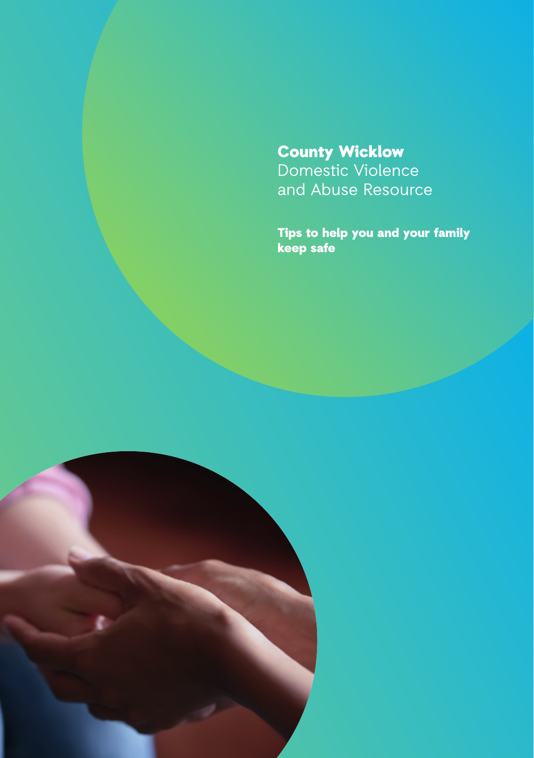# County Wicklow
Domestic Violence and Abuse Resource

**Tips to help you and your family keep safe**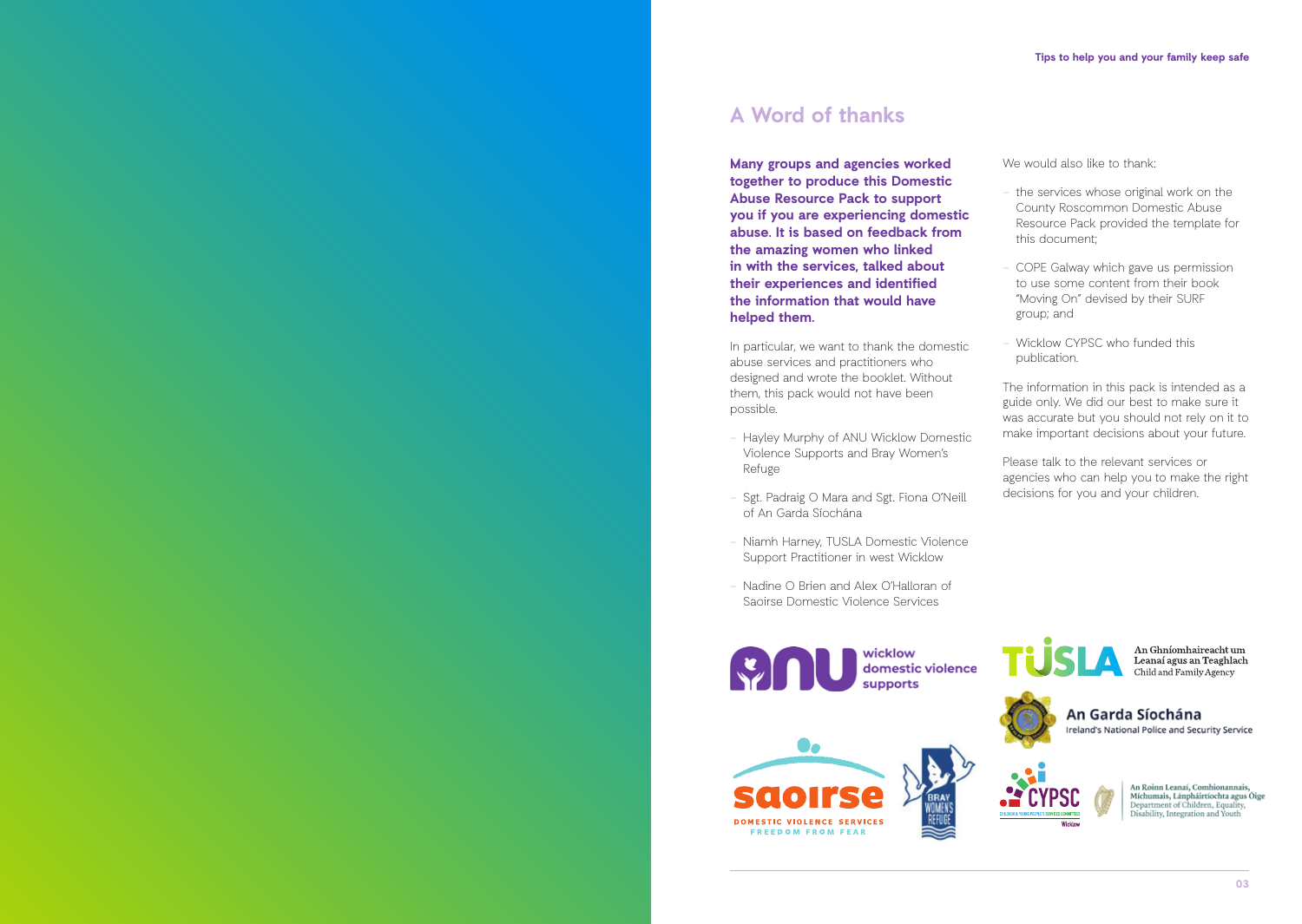# A Word of thanks

**Many groups and agencies worked together to produce this Domestic Abuse Resource Pack to support you if you are experiencing domestic abuse. It is based on feedback from the amazing women who linked in with the services, talked about their experiences and identified the information that would have helped them.**

In particular, we want to thank the domestic abuse services and practitioners who designed and wrote the booklet. Without them, this pack would not have been possible.

- Hayley Murphy of ANU Wicklow Domestic Violence Supports and Bray Women's Refuge
- Sgt. Padraig O Mara and Sgt. Fiona O'Neill of An Garda Síochána
- Niamh Harney, TUSLA Domestic Violence Support Practitioner in west Wicklow
- Nadine O Brien and Alex O'Halloran of Saoirse Domestic Violence Services

We would also like to thank:

- the services whose original work on the County Roscommon Domestic Abuse Resource Pack provided the template for this document;
- COPE Galway which gave us permission to use some content from their book "Moving On" devised by their SURF group; and
- Wicklow CYPSC who funded this publication.

The information in this pack is intended as a guide only. We did our best to make sure it was accurate but you should not rely on it to make important decisions about your future.

Please talk to the relevant services or agencies who can help you to make the right decisions for you and your children.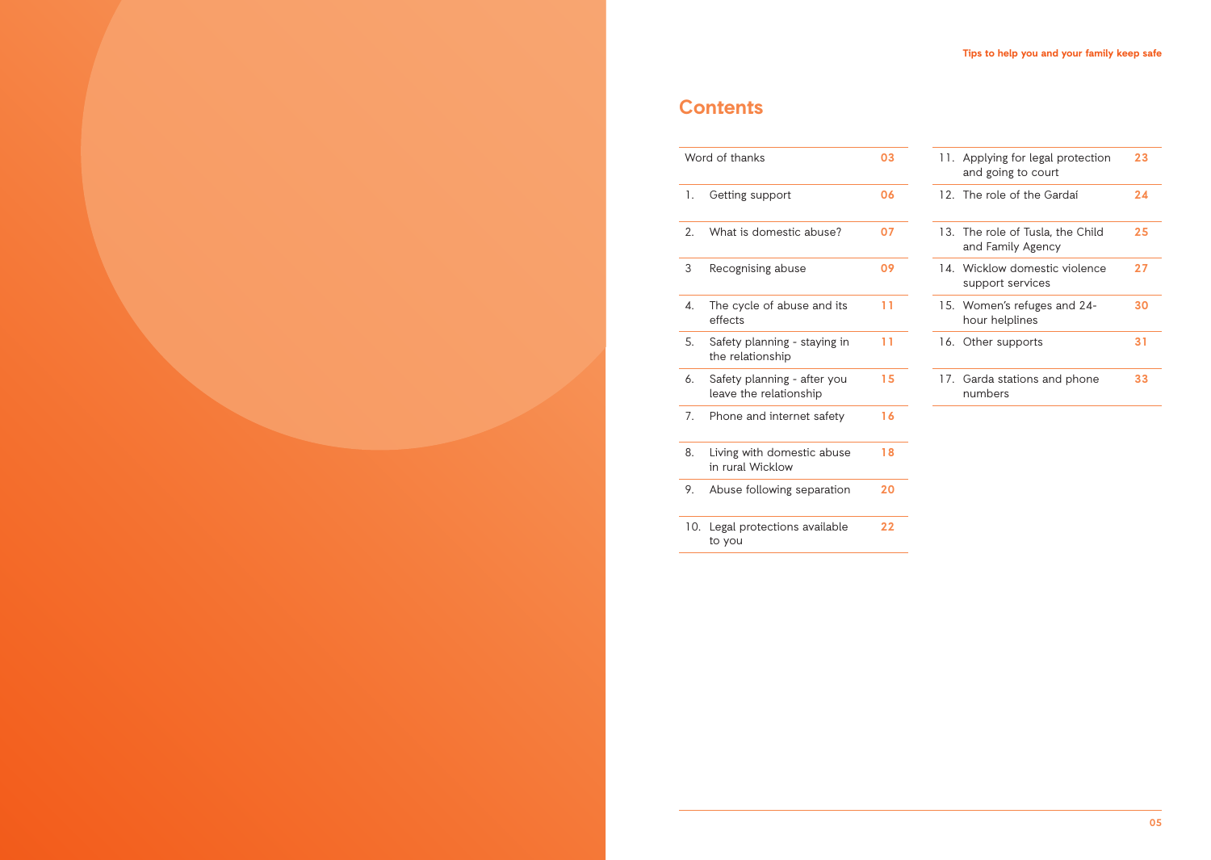# Contents

| | | |
|---|---|---|
| | Word of thanks | 03 |
| 1. | Getting support | 06 |
| 2. | What is domestic abuse? | 07 |
| 3 | Recognising abuse | 09 |
| 4. | The cycle of abuse and its effects | 11 |
| 5. | Safety planning - staying in the relationship | 11 |
| 6. | Safety planning - after you leave the relationship | 15 |
| 7. | Phone and internet safety | 16 |
| 8. | Living with domestic abuse in rural Wicklow | 18 |
| 9. | Abuse following separation | 20 |
| 10. | Legal protections available to you | 22 |
| 11. | Applying for legal protection and going to court | 23 |
| 12. | The role of the Gardaí | 24 |
| 13. | The role of Tusla, the Child and Family Agency | 25 |
| 14. | Wicklow domestic violence support services | 27 |
| 15. | Women's refuges and 24-hour helplines | 30 |
| 16. | Other supports | 31 |
| 17. | Garda stations and phone numbers | 33 |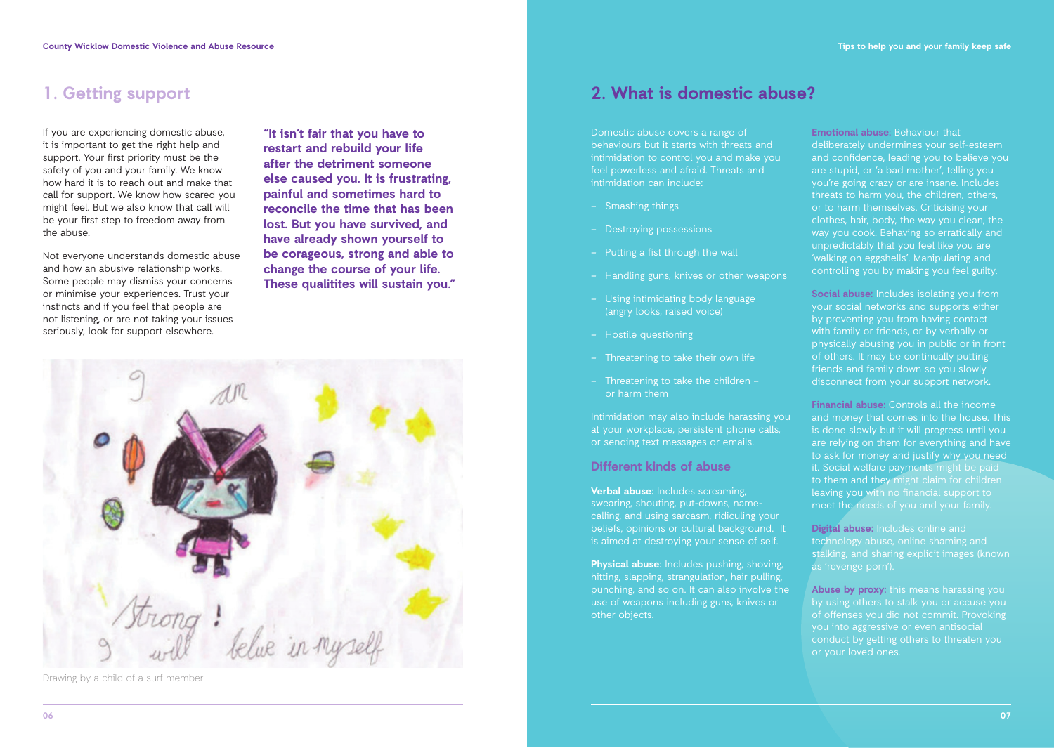## 1. Getting support

If you are experiencing domestic abuse, it is important to get the right help and support. Your first priority must be the safety of you and your family. We know how hard it is to reach out and make that call for support. We know how scared you might feel. But we also know that call will be your first step to freedom away from the abuse.

Not everyone understands domestic abuse and how an abusive relationship works. Some people may dismiss your concerns or minimise your experiences. Trust your instincts and if you feel that people are not listening, or are not taking your issues seriously, look for support elsewhere.

**"It isn't fair that you have to restart and rebuild your life after the detriment someone else caused you. It is frustrating, painful and sometimes hard to reconcile the time that has been lost. But you have survived, and have already shown yourself to be corageous, strong and able to change the course of your life. These qualitites will sustain you."**

Drawing by a child of a surf member

## 2. What is domestic abuse?

Domestic abuse covers a range of behaviours but it starts with threats and intimidation to control you and make you feel powerless and afraid. Threats and intimidation can include:

- Smashing things
- Destroying possessions
- Putting a fist through the wall
- Handling guns, knives or other weapons
- Using intimidating body language (angry looks, raised voice)
- Hostile questioning
- Threatening to take their own life
- Threatening to take the children – or harm them

Intimidation may also include harassing you at your workplace, persistent phone calls, or sending text messages or emails.

### Different kinds of abuse

**Verbal abuse:** Includes screaming, swearing, shouting, put-downs, name-calling, and using sarcasm, ridiculing your beliefs, opinions or cultural background. It is aimed at destroying your sense of self.

**Physical abuse:** Includes pushing, shoving, hitting, slapping, strangulation, hair pulling, punching, and so on. It can also involve the use of weapons including guns, knives or other objects.

**Emotional abuse:** Behaviour that deliberately undermines your self-esteem and confidence, leading you to believe you are stupid, or 'a bad mother', telling you you're going crazy or are insane. Includes threats to harm you, the children, others, or to harm themselves. Criticising your clothes, hair, body, the way you clean, the way you cook. Behaving so erratically and unpredictably that you feel like you are 'walking on eggshells'. Manipulating and controlling you by making you feel guilty.

**Social abuse:** Includes isolating you from your social networks and supports either by preventing you from having contact with family or friends, or by verbally or physically abusing you in public or in front of others. It may be continually putting friends and family down so you slowly disconnect from your support network.

**Financial abuse:** Controls all the income and money that comes into the house. This is done slowly but it will progress until you are relying on them for everything and have to ask for money and justify why you need it. Social welfare payments might be paid to them and they might claim for children leaving you with no financial support to meet the needs of you and your family.

**Digital abuse:** Includes online and technology abuse, online shaming and stalking, and sharing explicit images (known as 'revenge porn').

**Abuse by proxy:** this means harassing you by using others to stalk you or accuse you of offenses you did not commit. Provoking you into aggressive or even antisocial conduct by getting others to threaten you or your loved ones.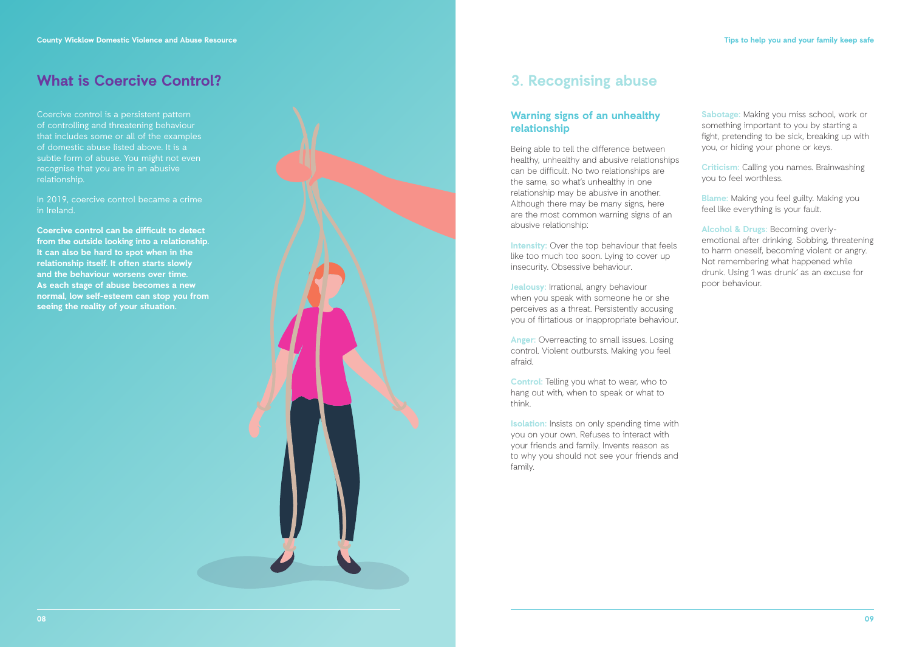## What is Coercive Control?

Coercive control is a persistent pattern of controlling and threatening behaviour that includes some or all of the examples of domestic abuse listed above. It is a subtle form of abuse. You might not even recognise that you are in an abusive relationship.

In 2019, coercive control became a crime in Ireland.

**Coercive control can be difficult to detect from the outside looking into a relationship. It can also be hard to spot when in the relationship itself. It often starts slowly and the behaviour worsens over time. As each stage of abuse becomes a new normal, low self-esteem can stop you from seeing the reality of your situation.**

## 3. Recognising abuse

### Warning signs of an unhealthy relationship

Being able to tell the difference between healthy, unhealthy and abusive relationships can be difficult. No two relationships are the same, so what's unhealthy in one relationship may be abusive in another. Although there may be many signs, here are the most common warning signs of an abusive relationship:

**Intensity:** Over the top behaviour that feels like too much too soon. Lying to cover up insecurity. Obsessive behaviour.

**Jealousy:** Irrational, angry behaviour when you speak with someone he or she perceives as a threat. Persistently accusing you of flirtatious or inappropriate behaviour.

**Anger:** Overreacting to small issues. Losing control. Violent outbursts. Making you feel afraid.

**Control:** Telling you what to wear, who to hang out with, when to speak or what to think.

**Isolation:** Insists on only spending time with you on your own. Refuses to interact with your friends and family. Invents reason as to why you should not see your friends and family.

**Sabotage:** Making you miss school, work or something important to you by starting a fight, pretending to be sick, breaking up with you, or hiding your phone or keys.

**Criticism:** Calling you names. Brainwashing you to feel worthless.

**Blame:** Making you feel guilty. Making you feel like everything is your fault.

**Alcohol & Drugs:** Becoming overly-emotional after drinking. Sobbing, threatening to harm oneself, becoming violent or angry. Not remembering what happened while drunk. Using 'I was drunk' as an excuse for poor behaviour.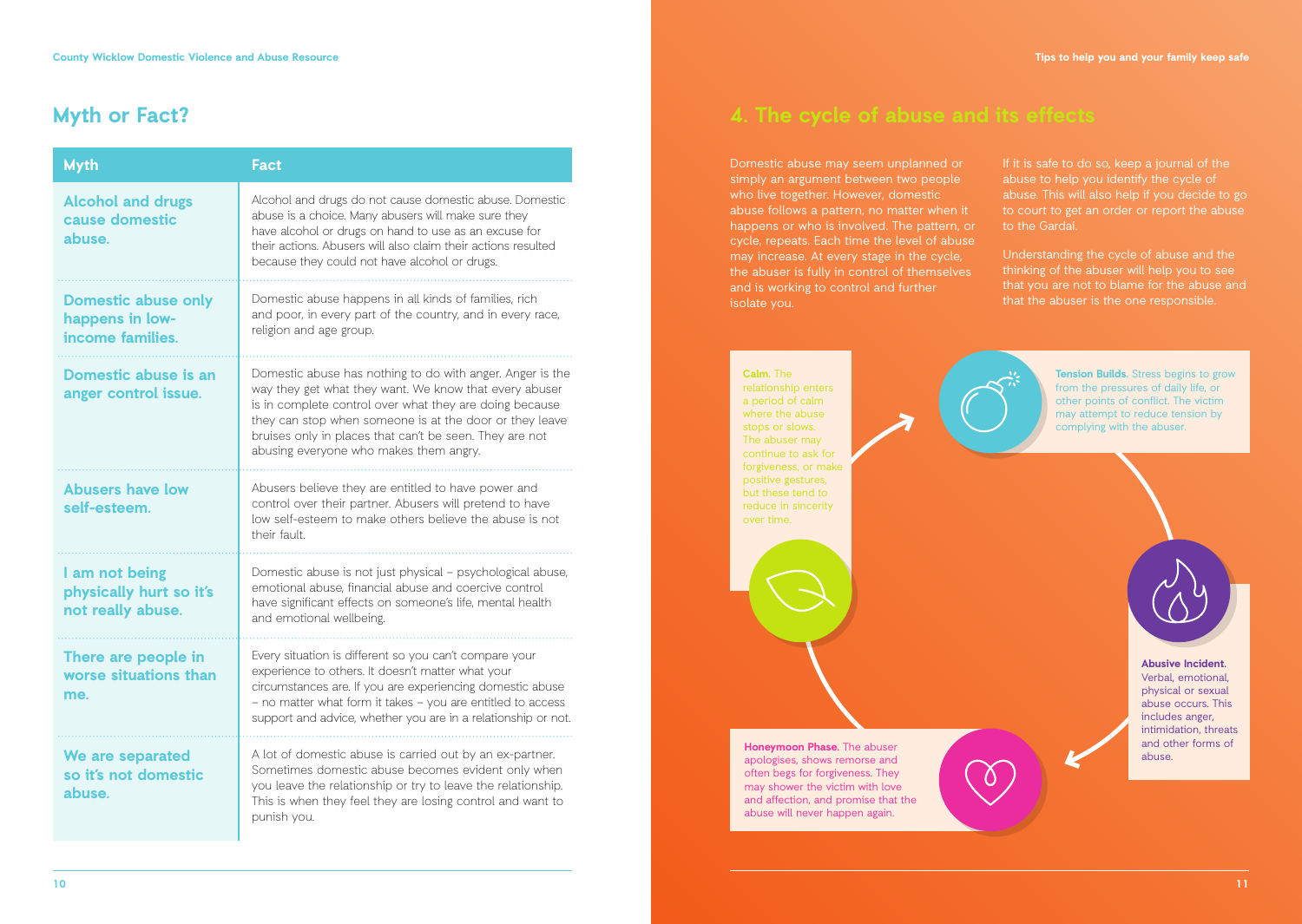## Myth or Fact?

| Myth | Fact |
| --- | --- |
| **Alcohol and drugs cause domestic abuse.** | Alcohol and drugs do not cause domestic abuse. Domestic abuse is a choice. Many abusers will make sure they have alcohol or drugs on hand to use as an excuse for their actions. Abusers will also claim their actions resulted because they could not have alcohol or drugs. |
| **Domestic abuse only happens in low-income families.** | Domestic abuse happens in all kinds of families, rich and poor, in every part of the country, and in every race, religion and age group. |
| **Domestic abuse is an anger control issue.** | Domestic abuse has nothing to do with anger. Anger is the way they get what they want. We know that every abuser is in complete control over what they are doing because they can stop when someone is at the door or they leave bruises only in places that can't be seen. They are not abusing everyone who makes them angry. |
| **Abusers have low self-esteem.** | Abusers believe they are entitled to have power and control over their partner. Abusers will pretend to have low self-esteem to make others believe the abuse is not their fault. |
| **I am not being physically hurt so it's not really abuse.** | Domestic abuse is not just physical – psychological abuse, emotional abuse, financial abuse and coercive control have significant effects on someone's life, mental health and emotional wellbeing. |
| **There are people in worse situations than me.** | Every situation is different so you can't compare your experience to others. It doesn't matter what your circumstances are. If you are experiencing domestic abuse – no matter what form it takes – you are entitled to access support and advice, whether you are in a relationship or not. |
| **We are separated so it's not domestic abuse.** | A lot of domestic abuse is carried out by an ex-partner. Sometimes domestic abuse becomes evident only when you leave the relationship or try to leave the relationship. This is when they feel they are losing control and want to punish you. |

## 4. The cycle of abuse and its effects

Domestic abuse may seem unplanned or simply an argument between two people who live together. However, domestic abuse follows a pattern, no matter when it happens or who is involved. The pattern, or cycle, repeats. Each time the level of abuse may increase. At every stage in the cycle, the abuser is fully in control of themselves and is working to control and further isolate you.

If it is safe to do so, keep a journal of the abuse to help you identify the cycle of abuse. This will also help if you decide to go to court to get an order or report the abuse to the Gardaí.

Understanding the cycle of abuse and the thinking of the abuser will help you to see that you are not to blame for the abuse and that the abuser is the one responsible.

**Tension Builds.** Stress begins to grow from the pressures of daily life, or other points of conflict. The victim may attempt to reduce tension by complying with the abuser.

**Abusive Incident.** Verbal, emotional, physical or sexual abuse occurs. This includes anger, intimidation, threats and other forms of abuse.

**Honeymoon Phase.** The abuser apologises, shows remorse and often begs for forgiveness. They may shower the victim with love and affection, and promise that the abuse will never happen again.

**Calm.** The relationship enters a period of calm where the abuse stops or slows. The abuser may continue to ask for forgiveness, or make positive gestures, but these tend to reduce in sincerity over time.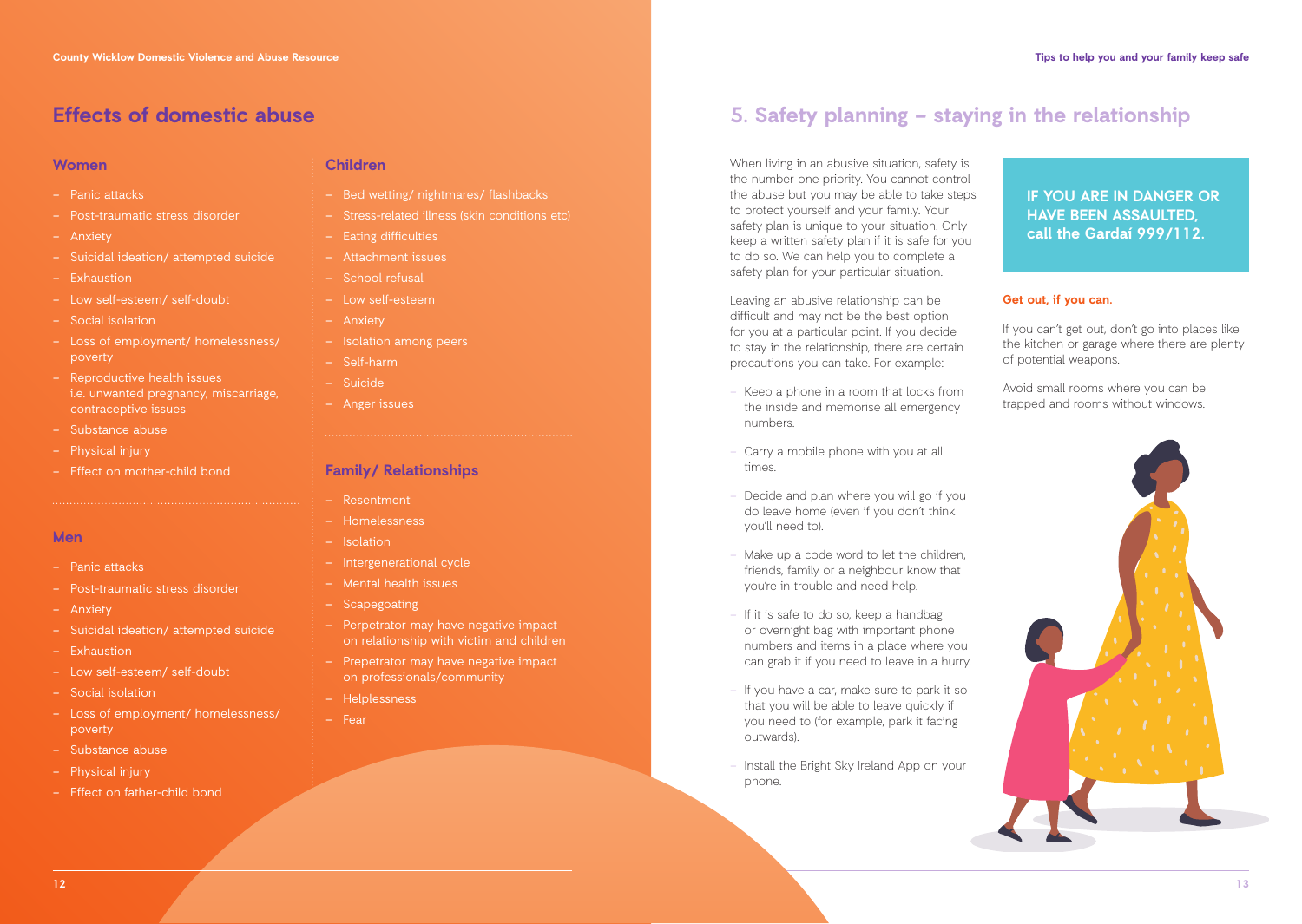# Effects of domestic abuse

## Women

- Panic attacks
- Post-traumatic stress disorder
- Anxiety
- Suicidal ideation/ attempted suicide
- Exhaustion
- Low self-esteem/ self-doubt
- Social isolation
- Loss of employment/ homelessness/ poverty
- Reproductive health issues i.e. unwanted pregnancy, miscarriage, contraceptive issues
- Substance abuse
- Physical injury
- Effect on mother-child bond

## Men

- Panic attacks
- Post-traumatic stress disorder
- Anxiety
- Suicidal ideation/ attempted suicide
- Exhaustion
- Low self-esteem/ self-doubt
- Social isolation
- Loss of employment/ homelessness/ poverty
- Substance abuse
- Physical injury
- Effect on father-child bond

## Children

- Bed wetting/ nightmares/ flashbacks
- Stress-related illness (skin conditions etc)
- Eating difficulties
- Attachment issues
- School refusal
- Low self-esteem
- Anxiety
- Isolation among peers
- Self-harm
- Suicide
- Anger issues

## Family/ Relationships

- Resentment
- Homelessness
- Isolation
- Intergenerational cycle
- Mental health issues
- Scapegoating
- Perpetrator may have negative impact on relationship with victim and children
- Prepetrator may have negative impact on professionals/community
- Helplessness
- Fear

# 5. Safety planning – staying in the relationship

When living in an abusive situation, safety is the number one priority. You cannot control the abuse but you may be able to take steps to protect yourself and your family. Your safety plan is unique to your situation. Only keep a written safety plan if it is safe for you to do so. We can help you to complete a safety plan for your particular situation.

Leaving an abusive relationship can be difficult and may not be the best option for you at a particular point. If you decide to stay in the relationship, there are certain precautions you can take. For example:

- Keep a phone in a room that locks from the inside and memorise all emergency numbers.
- Carry a mobile phone with you at all times.
- Decide and plan where you will go if you do leave home (even if you don't think you'll need to).
- Make up a code word to let the children, friends, family or a neighbour know that you're in trouble and need help.
- If it is safe to do so, keep a handbag or overnight bag with important phone numbers and items in a place where you can grab it if you need to leave in a hurry.
- If you have a car, make sure to park it so that you will be able to leave quickly if you need to (for example, park it facing outwards).
- Install the Bright Sky Ireland App on your phone.

**IF YOU ARE IN DANGER OR HAVE BEEN ASSAULTED, call the Gardaí 999/112.**

**Get out, if you can.**

If you can't get out, don't go into places like the kitchen or garage where there are plenty of potential weapons.

Avoid small rooms where you can be trapped and rooms without windows.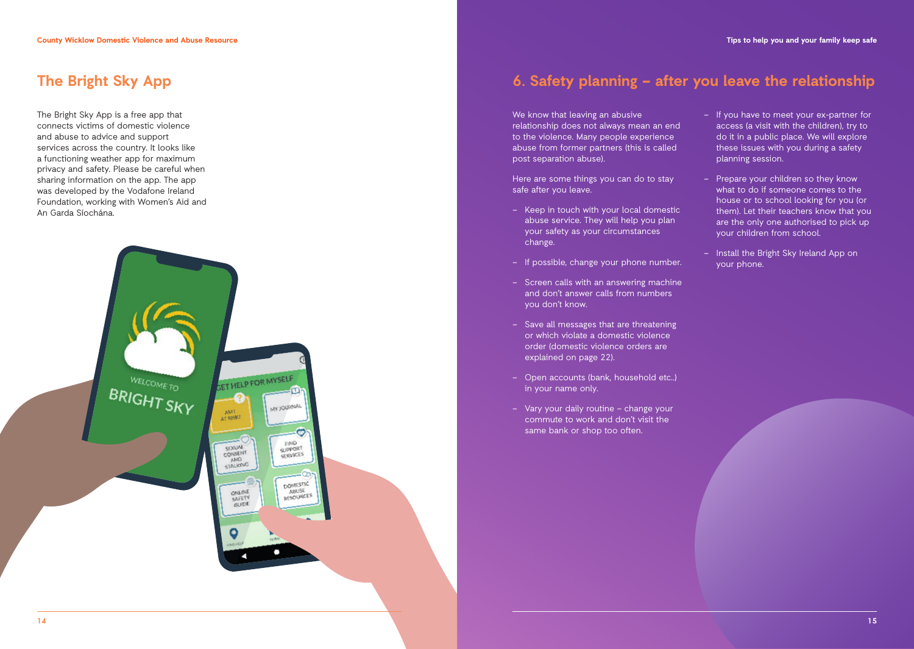## The Bright Sky App

The Bright Sky App is a free app that connects victims of domestic violence and abuse to advice and support services across the country. It looks like a functioning weather app for maximum privacy and safety. Please be careful when sharing information on the app. The app was developed by the Vodafone Ireland Foundation, working with Women's Aid and An Garda Síochána.

## 6. Safety planning – after you leave the relationship

We know that leaving an abusive relationship does not always mean an end to the violence. Many people experience abuse from former partners (this is called post separation abuse).

Here are some things you can do to stay safe after you leave.

- Keep in touch with your local domestic abuse service. They will help you plan your safety as your circumstances change.
- If possible, change your phone number.
- Screen calls with an answering machine and don't answer calls from numbers you don't know.
- Save all messages that are threatening or which violate a domestic violence order (domestic violence orders are explained on page 22).
- Open accounts (bank, household etc..) in your name only.
- Vary your daily routine – change your commute to work and don't visit the same bank or shop too often.
- If you have to meet your ex-partner for access (a visit with the children), try to do it in a public place. We will explore these issues with you during a safety planning session.
- Prepare your children so they know what to do if someone comes to the house or to school looking for you (or them). Let their teachers know that you are the only one authorised to pick up your children from school.
- Install the Bright Sky Ireland App on your phone.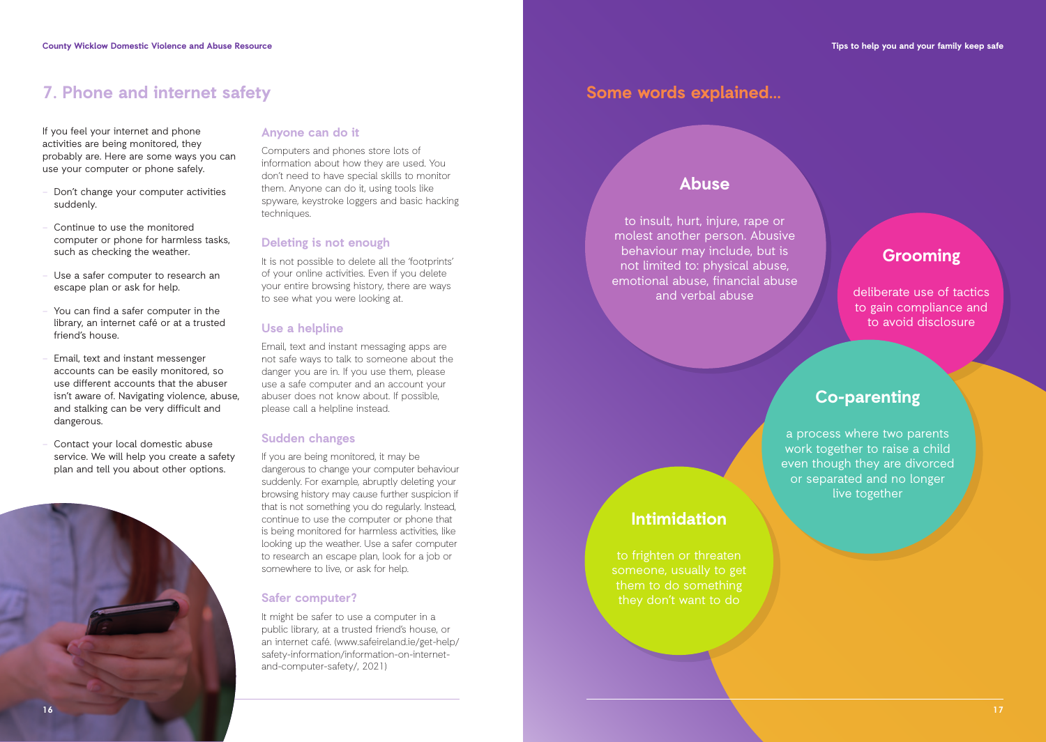## 7. Phone and internet safety

If you feel your internet and phone activities are being monitored, they probably are. Here are some ways you can use your computer or phone safely.

- Don't change your computer activities suddenly.
- Continue to use the monitored computer or phone for harmless tasks, such as checking the weather.
- Use a safer computer to research an escape plan or ask for help.
- You can find a safer computer in the library, an internet café or at a trusted friend's house.
- Email, text and instant messenger accounts can be easily monitored, so use different accounts that the abuser isn't aware of. Navigating violence, abuse, and stalking can be very difficult and dangerous.
- Contact your local domestic abuse service. We will help you create a safety plan and tell you about other options.

### Anyone can do it

Computers and phones store lots of information about how they are used. You don't need to have special skills to monitor them. Anyone can do it, using tools like spyware, keystroke loggers and basic hacking techniques.

### Deleting is not enough

It is not possible to delete all the 'footprints' of your online activities. Even if you delete your entire browsing history, there are ways to see what you were looking at.

### Use a helpline

Email, text and instant messaging apps are not safe ways to talk to someone about the danger you are in. If you use them, please use a safe computer and an account your abuser does not know about. If possible, please call a helpline instead.

### Sudden changes

If you are being monitored, it may be dangerous to change your computer behaviour suddenly. For example, abruptly deleting your browsing history may cause further suspicion if that is not something you do regularly. Instead, continue to use the computer or phone that is being monitored for harmless activities, like looking up the weather. Use a safer computer to research an escape plan, look for a job or somewhere to live, or ask for help.

### Safer computer?

It might be safer to use a computer in a public library, at a trusted friend's house, or an internet café. (www.safeireland.ie/get-help/safety-information/information-on-internet-and-computer-safety/, 2021)

## Some words explained...

### Abuse

to insult, hurt, injure, rape or molest another person. Abusive behaviour may include, but is not limited to: physical abuse, emotional abuse, financial abuse and verbal abuse

### Grooming

deliberate use of tactics to gain compliance and to avoid disclosure

### Co-parenting

a process where two parents work together to raise a child even though they are divorced or separated and no longer live together

### Intimidation

to frighten or threaten someone, usually to get them to do something they don't want to do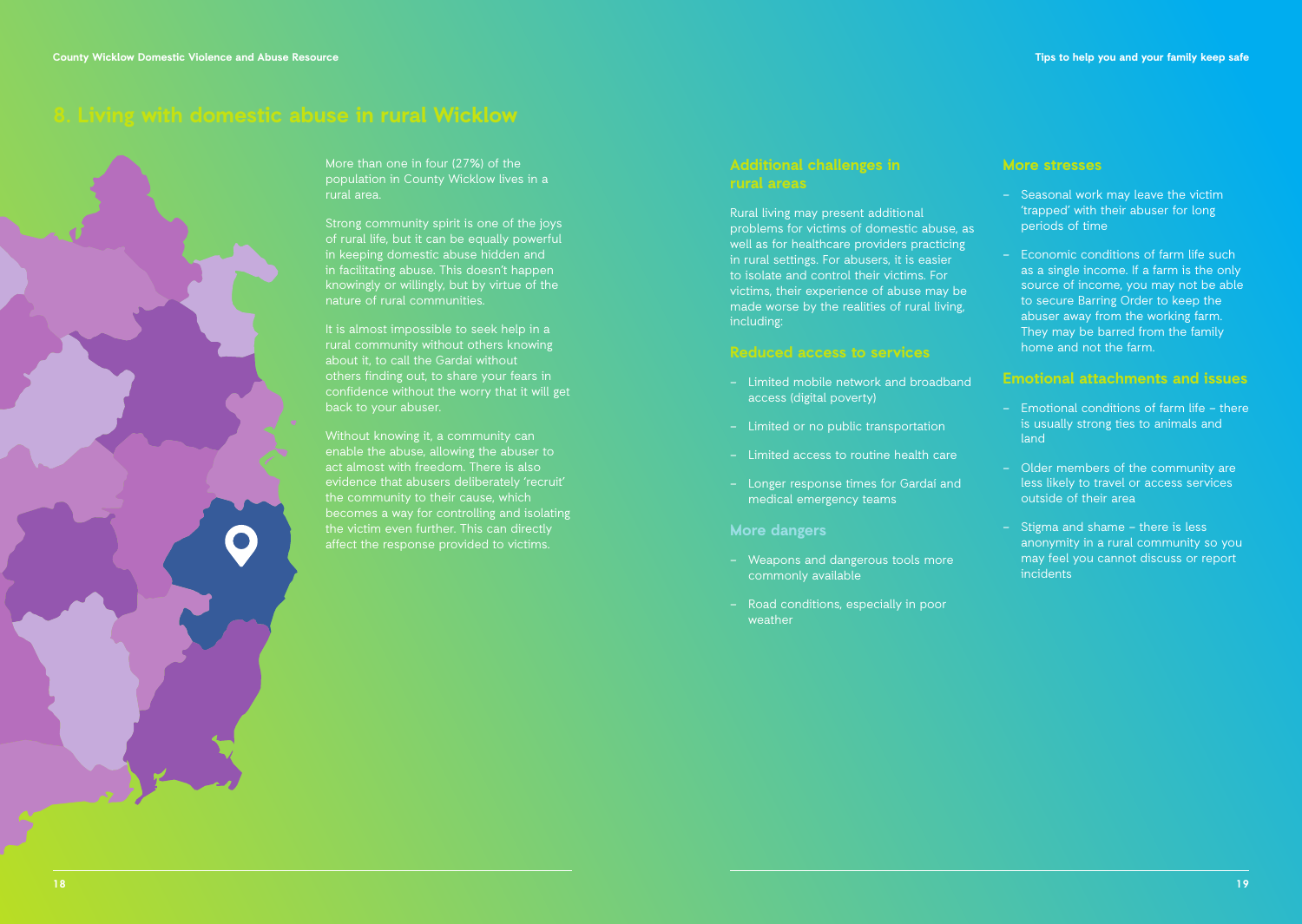# 8. Living with domestic abuse in rural Wicklow

More than one in four (27%) of the population in County Wicklow lives in a rural area.

Strong community spirit is one of the joys of rural life, but it can be equally powerful in keeping domestic abuse hidden and in facilitating abuse. This doesn't happen knowingly or willingly, but by virtue of the nature of rural communities.

It is almost impossible to seek help in a rural community without others knowing about it, to call the Gardaí without others finding out, to share your fears in confidence without the worry that it will get back to your abuser.

Without knowing it, a community can enable the abuse, allowing the abuser to act almost with freedom. There is also evidence that abusers deliberately 'recruit' the community to their cause, which becomes a way for controlling and isolating the victim even further. This can directly affect the response provided to victims.

## Additional challenges in rural areas

Rural living may present additional problems for victims of domestic abuse, as well as for healthcare providers practicing in rural settings. For abusers, it is easier to isolate and control their victims. For victims, their experience of abuse may be made worse by the realities of rural living, including:

### Reduced access to services

- Limited mobile network and broadband access (digital poverty)
- Limited or no public transportation
- Limited access to routine health care
- Longer response times for Gardaí and medical emergency teams

### More dangers

- Weapons and dangerous tools more commonly available
- Road conditions, especially in poor weather

### More stresses

- Seasonal work may leave the victim 'trapped' with their abuser for long periods of time
- Economic conditions of farm life such as a single income. If a farm is the only source of income, you may not be able to secure Barring Order to keep the abuser away from the working farm. They may be barred from the family home and not the farm.

### Emotional attachments and issues

- Emotional conditions of farm life – there is usually strong ties to animals and land
- Older members of the community are less likely to travel or access services outside of their area
- Stigma and shame – there is less anonymity in a rural community so you may feel you cannot discuss or report incidents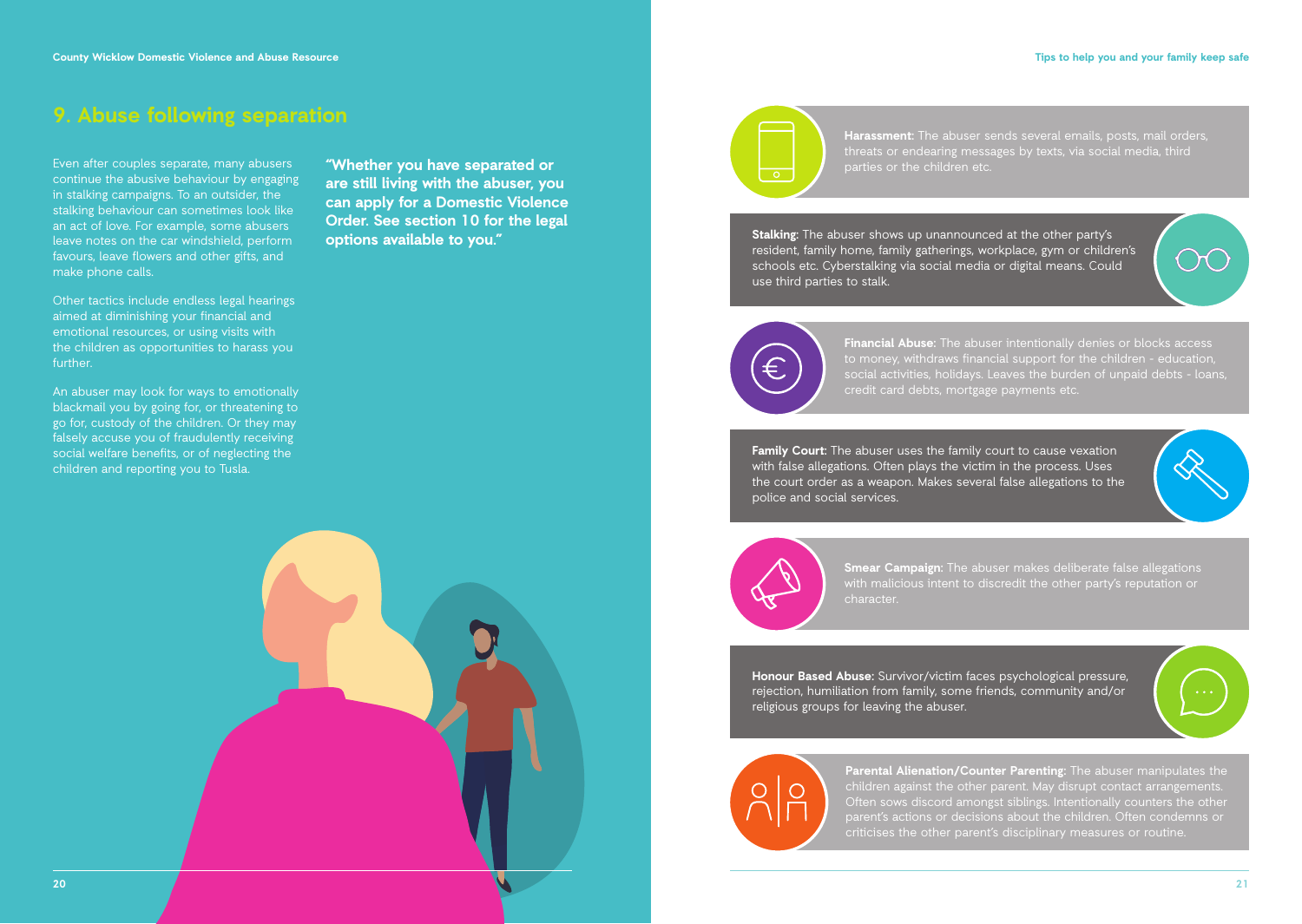## 9. Abuse following separation

Even after couples separate, many abusers continue the abusive behaviour by engaging in stalking campaigns. To an outsider, the stalking behaviour can sometimes look like an act of love. For example, some abusers leave notes on the car windshield, perform favours, leave flowers and other gifts, and make phone calls.

Other tactics include endless legal hearings aimed at diminishing your financial and emotional resources, or using visits with the children as opportunities to harass you further.

An abuser may look for ways to emotionally blackmail you by going for, or threatening to go for, custody of the children. Or they may falsely accuse you of fraudulently receiving social welfare benefits, or of neglecting the children and reporting you to Tusla.

**"Whether you have separated or are still living with the abuser, you can apply for a Domestic Violence Order. See section 10 for the legal options available to you."**

**Harassment:** The abuser sends several emails, posts, mail orders, threats or endearing messages by texts, via social media, third parties or the children etc.

**Stalking:** The abuser shows up unannounced at the other party's resident, family home, family gatherings, workplace, gym or children's schools etc. Cyberstalking via social media or digital means. Could use third parties to stalk.

**Financial Abuse:** The abuser intentionally denies or blocks access to money, withdraws financial support for the children - education, social activities, holidays. Leaves the burden of unpaid debts - loans, credit card debts, mortgage payments etc.

**Family Court:** The abuser uses the family court to cause vexation with false allegations. Often plays the victim in the process. Uses the court order as a weapon. Makes several false allegations to the police and social services.

**Smear Campaign:** The abuser makes deliberate false allegations with malicious intent to discredit the other party's reputation or character.

**Honour Based Abuse:** Survivor/victim faces psychological pressure, rejection, humiliation from family, some friends, community and/or religious groups for leaving the abuser.

**Parental Alienation/Counter Parenting:** The abuser manipulates the children against the other parent. May disrupt contact arrangements. Often sows discord amongst siblings. Intentionally counters the other parent's actions or decisions about the children. Often condemns or criticises the other parent's disciplinary measures or routine.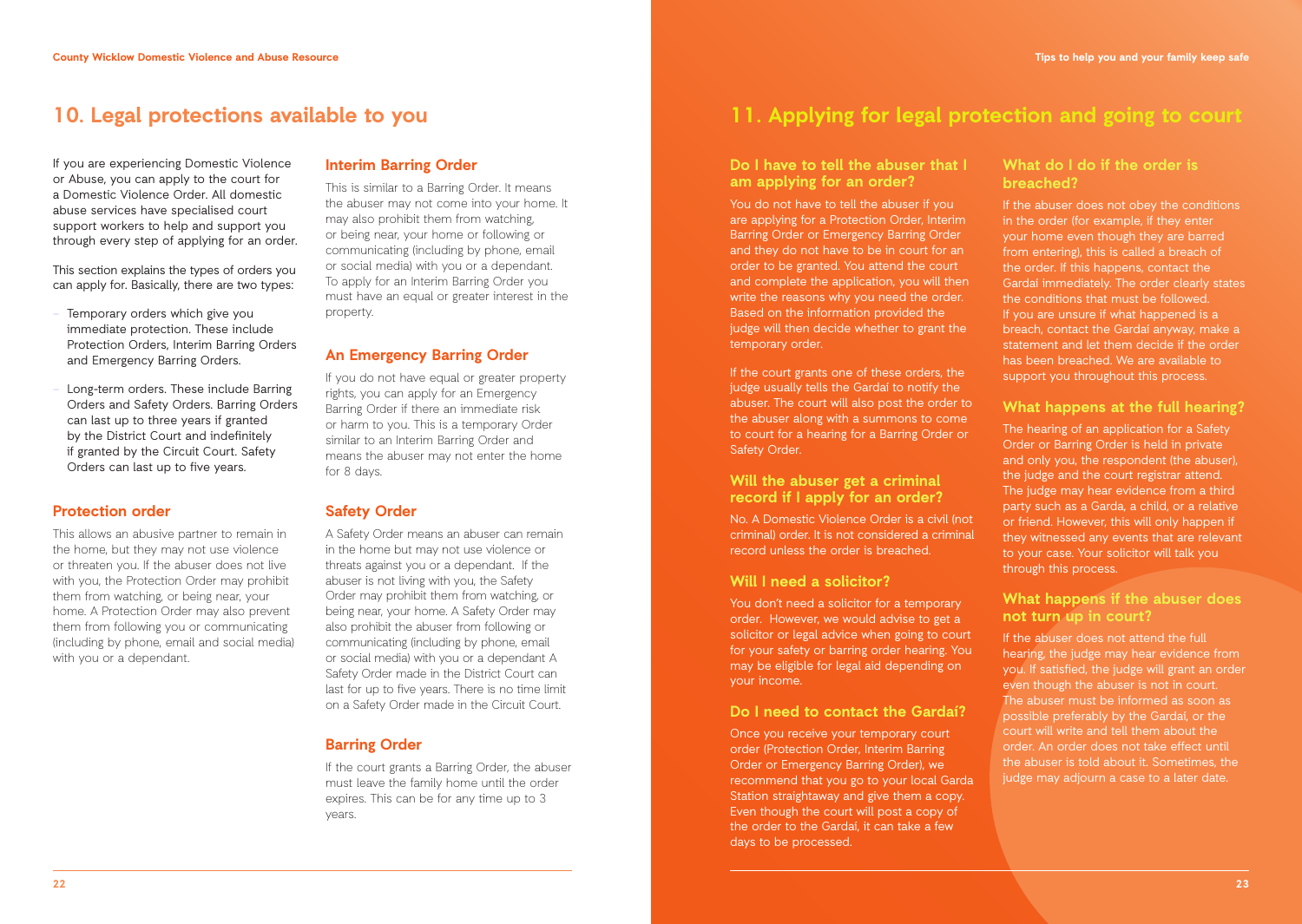## 10. Legal protections available to you

If you are experiencing Domestic Violence or Abuse, you can apply to the court for a Domestic Violence Order. All domestic abuse services have specialised court support workers to help and support you through every step of applying for an order.

This section explains the types of orders you can apply for. Basically, there are two types:

- Temporary orders which give you immediate protection. These include Protection Orders, Interim Barring Orders and Emergency Barring Orders.
- Long-term orders. These include Barring Orders and Safety Orders. Barring Orders can last up to three years if granted by the District Court and indefinitely if granted by the Circuit Court. Safety Orders can last up to five years.

### Protection order

This allows an abusive partner to remain in the home, but they may not use violence or threaten you. If the abuser does not live with you, the Protection Order may prohibit them from watching, or being near, your home. A Protection Order may also prevent them from following you or communicating (including by phone, email and social media) with you or a dependant.

### Interim Barring Order

This is similar to a Barring Order. It means the abuser may not come into your home. It may also prohibit them from watching, or being near, your home or following or communicating (including by phone, email or social media) with you or a dependant. To apply for an Interim Barring Order you must have an equal or greater interest in the property.

### An Emergency Barring Order

If you do not have equal or greater property rights, you can apply for an Emergency Barring Order if there an immediate risk or harm to you. This is a temporary Order similar to an Interim Barring Order and means the abuser may not enter the home for 8 days.

### Safety Order

A Safety Order means an abuser can remain in the home but may not use violence or threats against you or a dependant. If the abuser is not living with you, the Safety Order may prohibit them from watching, or being near, your home. A Safety Order may also prohibit the abuser from following or communicating (including by phone, email or social media) with you or a dependant A Safety Order made in the District Court can last for up to five years. There is no time limit on a Safety Order made in the Circuit Court.

### Barring Order

If the court grants a Barring Order, the abuser must leave the family home until the order expires. This can be for any time up to 3 years.

## 11. Applying for legal protection and going to court

### Do I have to tell the abuser that I am applying for an order?

You do not have to tell the abuser if you are applying for a Protection Order, Interim Barring Order or Emergency Barring Order and they do not have to be in court for an order to be granted. You attend the court and complete the application, you will then write the reasons why you need the order. Based on the information provided the judge will then decide whether to grant the temporary order.

If the court grants one of these orders, the judge usually tells the Gardaí to notify the abuser. The court will also post the order to the abuser along with a summons to come to court for a hearing for a Barring Order or Safety Order.

### Will the abuser get a criminal record if I apply for an order?

No. A Domestic Violence Order is a civil (not criminal) order. It is not considered a criminal record unless the order is breached.

### Will I need a solicitor?

You don't need a solicitor for a temporary order. However, we would advise to get a solicitor or legal advice when going to court for your safety or barring order hearing. You may be eligible for legal aid depending on your income.

### Do I need to contact the Gardaí?

Once you receive your temporary court order (Protection Order, Interim Barring Order or Emergency Barring Order), we recommend that you go to your local Garda Station straightaway and give them a copy. Even though the court will post a copy of the order to the Gardaí, it can take a few days to be processed.

### What do I do if the order is breached?

If the abuser does not obey the conditions in the order (for example, if they enter your home even though they are barred from entering), this is called a breach of the order. If this happens, contact the Gardaí immediately. The order clearly states the conditions that must be followed. If you are unsure if what happened is a breach, contact the Gardaí anyway, make a statement and let them decide if the order has been breached. We are available to support you throughout this process.

### What happens at the full hearing?

The hearing of an application for a Safety Order or Barring Order is held in private and only you, the respondent (the abuser), the judge and the court registrar attend. The judge may hear evidence from a third party such as a Garda, a child, or a relative or friend. However, this will only happen if they witnessed any events that are relevant to your case. Your solicitor will talk you through this process.

### What happens if the abuser does not turn up in court?

If the abuser does not attend the full hearing, the judge may hear evidence from you. If satisfied, the judge will grant an order even though the abuser is not in court. The abuser must be informed as soon as possible preferably by the Gardaí, or the court will write and tell them about the order. An order does not take effect until the abuser is told about it. Sometimes, the judge may adjourn a case to a later date.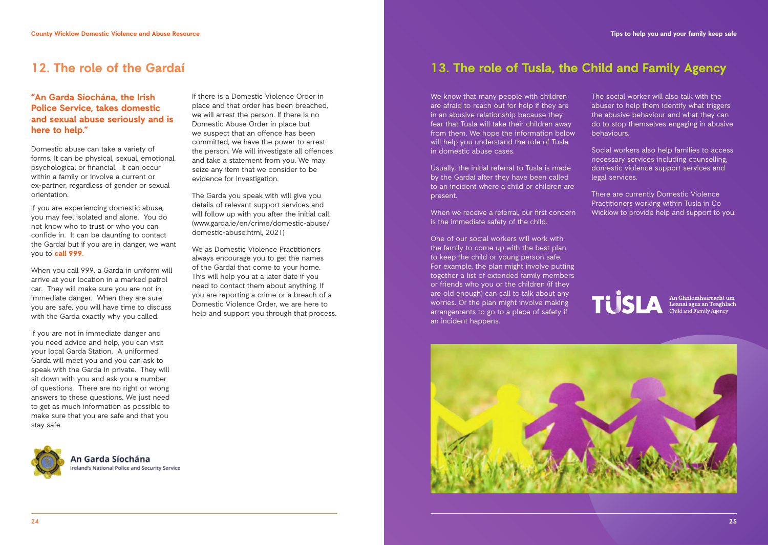## 12. The role of the Gardaí

**"An Garda Síochána, the Irish Police Service, takes domestic and sexual abuse seriously and is here to help."**

Domestic abuse can take a variety of forms. It can be physical, sexual, emotional, psychological or financial. It can occur within a family or involve a current or ex-partner, regardless of gender or sexual orientation.

If you are experiencing domestic abuse, you may feel isolated and alone. You do not know who to trust or who you can confide in. It can be daunting to contact the Gardaí but if you are in danger, we want you to **call 999**.

When you call 999, a Garda in uniform will arrive at your location in a marked patrol car. They will make sure you are not in immediate danger. When they are sure you are safe, you will have time to discuss with the Garda exactly why you called.

If you are not in immediate danger and you need advice and help, you can visit your local Garda Station. A uniformed Garda will meet you and you can ask to speak with the Garda in private. They will sit down with you and ask you a number of questions. There are no right or wrong answers to these questions. We just need to get as much information as possible to make sure that you are safe and that you stay safe.

If there is a Domestic Violence Order in place and that order has been breached, we will arrest the person. If there is no Domestic Abuse Order in place but we suspect that an offence has been committed, we have the power to arrest the person. We will investigate all offences and take a statement from you. We may seize any item that we consider to be evidence for investigation.

The Garda you speak with will give you details of relevant support services and will follow up with you after the initial call. (www.garda.ie/en/crime/domestic-abuse/domestic-abuse.html, 2021)

We as Domestic Violence Practitioners always encourage you to get the names of the Gardaí that come to your home. This will help you at a later date if you need to contact them about anything. If you are reporting a crime or a breach of a Domestic Violence Order, we are here to help and support you through that process.

An Garda Síochána
Ireland's National Police and Security Service

## 13. The role of Tusla, the Child and Family Agency

We know that many people with children are afraid to reach out for help if they are in an abusive relationship because they fear that Tusla will take their children away from them. We hope the information below will help you understand the role of Tusla in domestic abuse cases.

Usually, the initial referral to Tusla is made by the Gardaí after they have been called to an incident where a child or children are present.

When we receive a referral, our first concern is the immediate safety of the child.

One of our social workers will work with the family to come up with the best plan to keep the child or young person safe. For example, the plan might involve putting together a list of extended family members or friends who you or the children (if they are old enough) can call to talk about any worries. Or the plan might involve making arrangements to go to a place of safety if an incident happens.

The social worker will also talk with the abuser to help them identify what triggers the abusive behaviour and what they can do to stop themselves engaging in abusive behaviours.

Social workers also help families to access necessary services including counselling, domestic violence support services and legal services.

There are currently Domestic Violence Practitioners working within Tusla in Co Wicklow to provide help and support to you.

TUSLA
An Ghníomhaireacht um Leanaí agus an Teaghlach
Child and Family Agency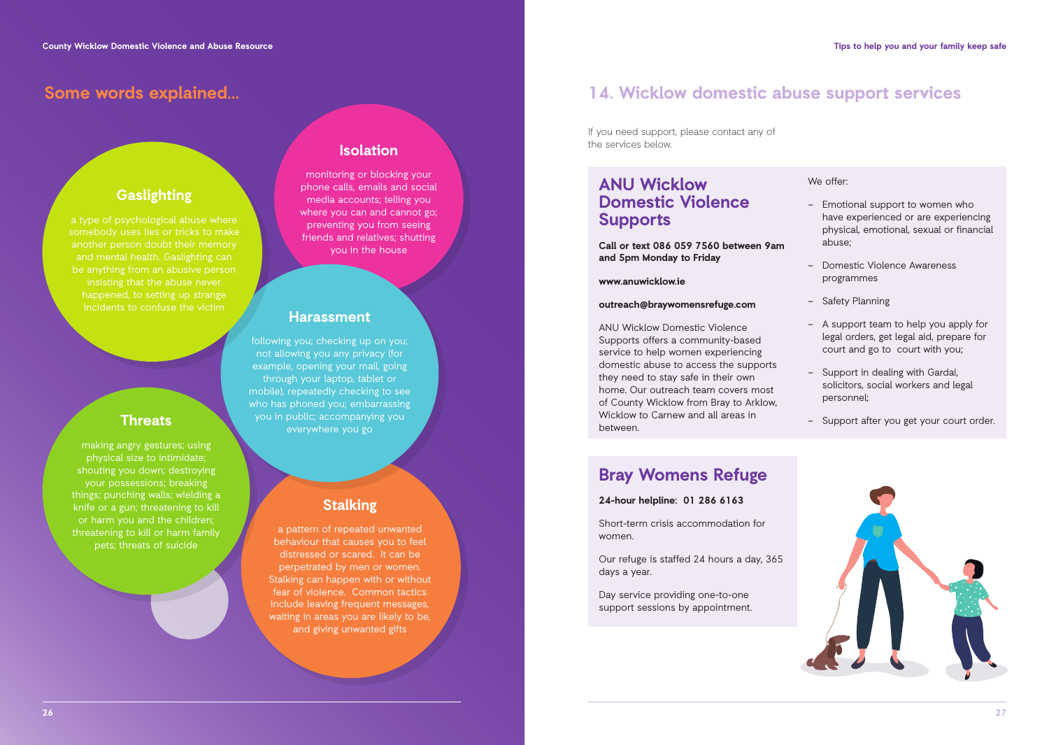## Some words explained...

### Gaslighting

a type of psychological abuse where somebody uses lies or tricks to make another person doubt their memory and mental health. Gaslighting can be anything from an abusive person insisting that the abuse never happened, to setting up strange incidents to confuse the victim

### Isolation

monitoring or blocking your phone calls, emails and social media accounts; telling you where you can and cannot go; preventing you from seeing friends and relatives; shutting you in the house

### Harassment

following you; checking up on you; not allowing you any privacy (for example, opening your mail, going through your laptop, tablet or mobile), repeatedly checking to see who has phoned you; embarrassing you in public; accompanying you everywhere you go

### Threats

making angry gestures; using physical size to intimidate; shouting you down; destroying your possessions; breaking things; punching walls; wielding a knife or a gun; threatening to kill or harm you and the children; threatening to kill or harm family pets; threats of suicide

### Stalking

a pattern of repeated unwanted behaviour that causes you to feel distressed or scared. It can be perpetrated by men or women. Stalking can happen with or without fear of violence. Common tactics include leaving frequent messages, waiting in areas you are likely to be, and giving unwanted gifts

## 14. Wicklow domestic abuse support services

If you need support, please contact any of the services below.

### ANU Wicklow Domestic Violence Supports

**Call or text 086 059 7560 between 9am and 5pm Monday to Friday**

**www.anuwicklow.ie**

**outreach@braywomensrefuge.com**

ANU Wicklow Domestic Violence Supports offers a community-based service to help women experiencing domestic abuse to access the supports they need to stay safe in their own home. Our outreach team covers most of County Wicklow from Bray to Arklow, Wicklow to Carnew and all areas in between.

We offer:

- Emotional support to women who have experienced or are experiencing physical, emotional, sexual or financial abuse;
- Domestic Violence Awareness programmes
- Safety Planning
- A support team to help you apply for legal orders, get legal aid, prepare for court and go to court with you;
- Support in dealing with Gardaí, solicitors, social workers and legal personnel;
- Support after you get your court order.

### Bray Womens Refuge

**24-hour helpline: 01 286 6163**

Short-term crisis accommodation for women.

Our refuge is staffed 24 hours a day, 365 days a year.

Day service providing one-to-one support sessions by appointment.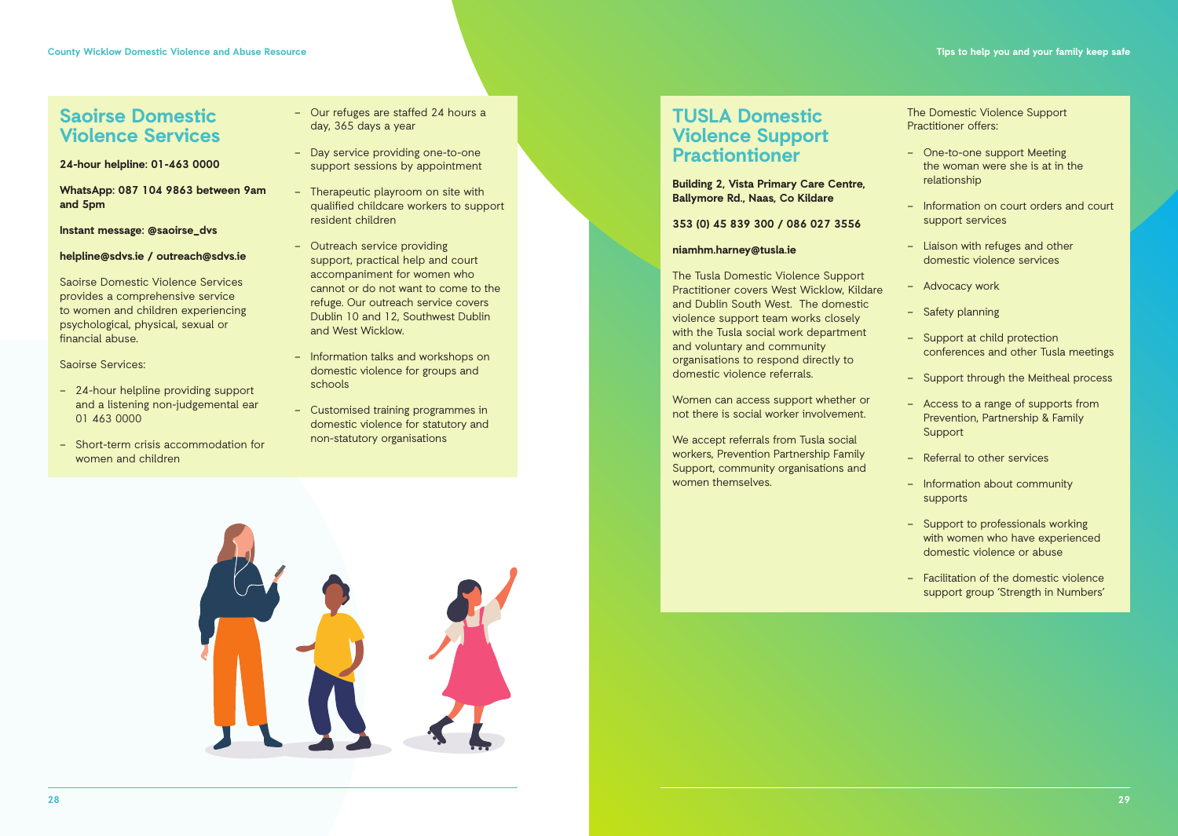## Saoirse Domestic Violence Services

**24-hour helpline: 01-463 0000**

**WhatsApp: 087 104 9863 between 9am and 5pm**

**Instant message: @saoirse_dvs**

**helpline@sdvs.ie / outreach@sdvs.ie**

Saoirse Domestic Violence Services provides a comprehensive service to women and children experiencing psychological, physical, sexual or financial abuse.

Saoirse Services:

- 24-hour helpline providing support and a listening non-judgemental ear 01 463 0000
- Short-term crisis accommodation for women and children
- Our refuges are staffed 24 hours a day, 365 days a year
- Day service providing one-to-one support sessions by appointment
- Therapeutic playroom on site with qualified childcare workers to support resident children
- Outreach service providing support, practical help and court accompaniment for women who cannot or do not want to come to the refuge. Our outreach service covers Dublin 10 and 12, Southwest Dublin and West Wicklow.
- Information talks and workshops on domestic violence for groups and schools
- Customised training programmes in domestic violence for statutory and non-statutory organisations

## TUSLA Domestic Violence Support Practionitioner

**Building 2, Vista Primary Care Centre, Ballymore Rd., Naas, Co Kildare**

**353 (0) 45 839 300 / 086 027 3556**

**niamhm.harney@tusla.ie**

The Tusla Domestic Violence Support Practitioner covers West Wicklow, Kildare and Dublin South West. The domestic violence support team works closely with the Tusla social work department and voluntary and community organisations to respond directly to domestic violence referrals.

Women can access support whether or not there is social worker involvement.

We accept referrals from Tusla social workers, Prevention Partnership Family Support, community organisations and women themselves.

The Domestic Violence Support Practitioner offers:

- One-to-one support Meeting the woman were she is at in the relationship
- Information on court orders and court support services
- Liaison with refuges and other domestic violence services
- Advocacy work
- Safety planning
- Support at child protection conferences and other Tusla meetings
- Support through the Meitheal process
- Access to a range of supports from Prevention, Partnership & Family Support
- Referral to other services
- Information about community supports
- Support to professionals working with women who have experienced domestic violence or abuse
- Facilitation of the domestic violence support group 'Strength in Numbers'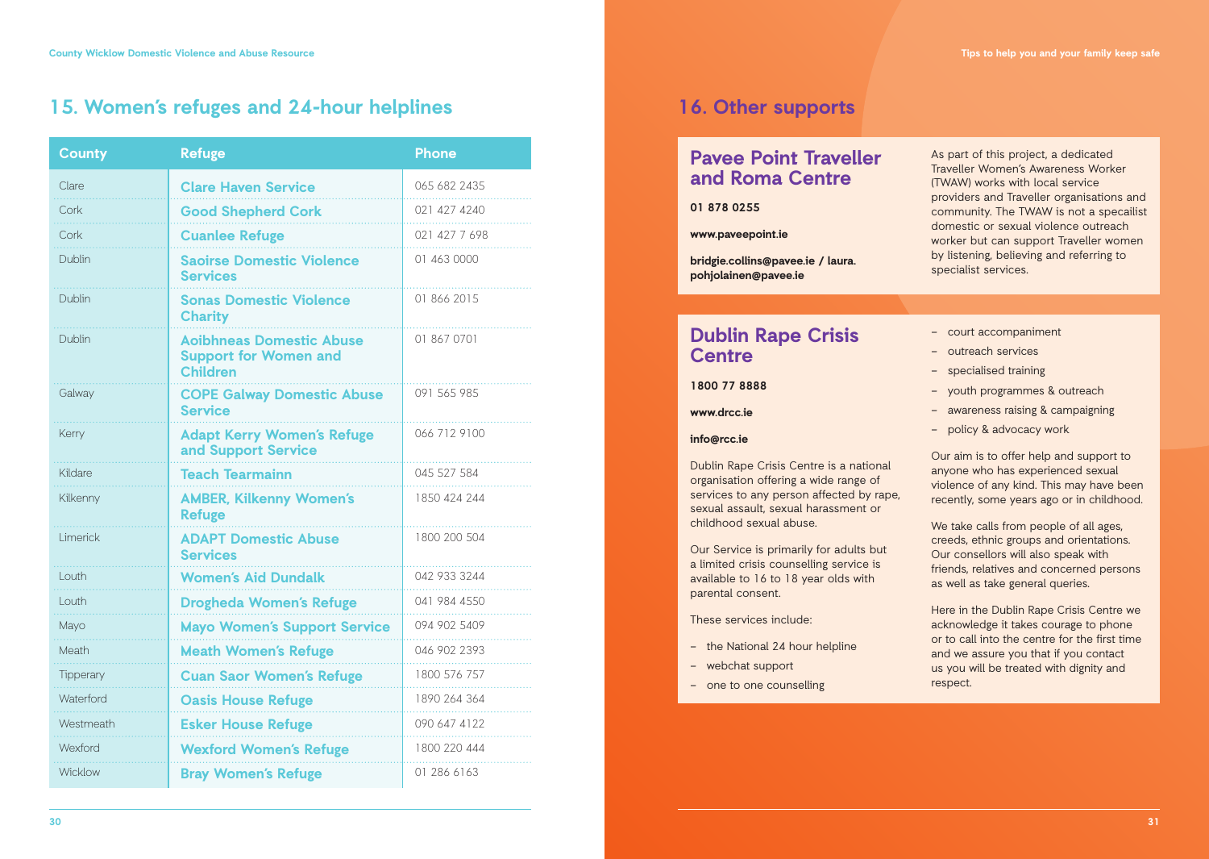## 15. Women's refuges and 24-hour helplines

| County | Refuge | Phone |
|---|---|---|
| Clare | Clare Haven Service | 065 682 2435 |
| Cork | Good Shepherd Cork | 021 427 4240 |
| Cork | Cuanlee Refuge | 021 427 7 698 |
| Dublin | Saoirse Domestic Violence Services | 01 463 0000 |
| Dublin | Sonas Domestic Violence Charity | 01 866 2015 |
| Dublin | Aoibhneas Domestic Abuse Support for Women and Children | 01 867 0701 |
| Galway | COPE Galway Domestic Abuse Service | 091 565 985 |
| Kerry | Adapt Kerry Women's Refuge and Support Service | 066 712 9100 |
| Kildare | Teach Tearmainn | 045 527 584 |
| Kilkenny | AMBER, Kilkenny Women's Refuge | 1850 424 244 |
| Limerick | ADAPT Domestic Abuse Services | 1800 200 504 |
| Louth | Women's Aid Dundalk | 042 933 3244 |
| Louth | Drogheda Women's Refuge | 041 984 4550 |
| Mayo | Mayo Women's Support Service | 094 902 5409 |
| Meath | Meath Women's Refuge | 046 902 2393 |
| Tipperary | Cuan Saor Women's Refuge | 1800 576 757 |
| Waterford | Oasis House Refuge | 1890 264 364 |
| Westmeath | Esker House Refuge | 090 647 4122 |
| Wexford | Wexford Women's Refuge | 1800 220 444 |
| Wicklow | Bray Women's Refuge | 01 286 6163 |

## 16. Other supports

### Pavee Point Traveller and Roma Centre

**01 878 0255**

**www.paveepoint.ie**

**bridgie.collins@pavee.ie / laura.pohjolainen@pavee.ie**

As part of this project, a dedicated Traveller Women's Awareness Worker (TWAW) works with local service providers and Traveller organisations and community. The TWAW is not a specalist domestic or sexual violence outreach worker but can support Traveller women by listening, believing and referring to specialist services.

### Dublin Rape Crisis Centre

**1800 77 8888**

**www.drcc.ie**

**info@rcc.ie**

Dublin Rape Crisis Centre is a national organisation offering a wide range of services to any person affected by rape, sexual assault, sexual harassment or childhood sexual abuse.

Our Service is primarily for adults but a limited crisis counselling service is available to 16 to 18 year olds with parental consent.

These services include:

- the National 24 hour helpline
- webchat support
- one to one counselling
- court accompaniment
- outreach services
- specialised training
- youth programmes & outreach
- awareness raising & campaigning
- policy & advocacy work

Our aim is to offer help and support to anyone who has experienced sexual violence of any kind. This may have been recently, some years ago or in childhood.

We take calls from people of all ages, creeds, ethnic groups and orientations. Our consellors will also speak with friends, relatives and concerned persons as well as take general queries.

Here in the Dublin Rape Crisis Centre we acknowledge it takes courage to phone or to call into the centre for the first time and we assure you that if you contact us you will be treated with dignity and respect.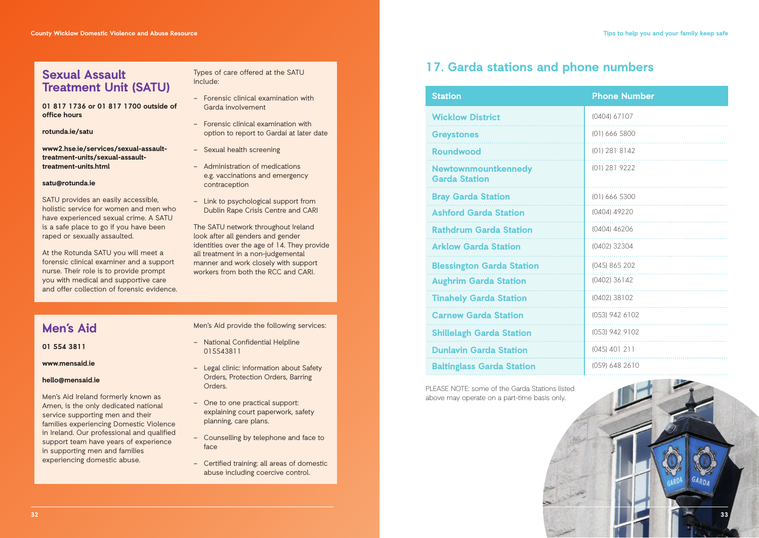## Sexual Assault Treatment Unit (SATU)

**01 817 1736 or 01 817 1700 outside of office hours**

**rotunda.ie/satu**

**www2.hse.ie/services/sexual-assault-treatment-units/sexual-assault-treatment-units.html**

**satu@rotunda.ie**

SATU provides an easily accessible, holistic service for women and men who have experienced sexual crime. A SATU is a safe place to go if you have been raped or sexually assaulted.

At the Rotunda SATU you will meet a forensic clinical examiner and a support nurse. Their role is to provide prompt you with medical and supportive care and offer collection of forensic evidence.

Types of care offered at the SATU include:

- Forensic clinical examination with Garda involvement
- Forensic clinical examination with option to report to Gardai at later date
- Sexual health screening
- Administration of medications e.g. vaccinations and emergency contraception
- Link to psychological support from Dublin Rape Crisis Centre and CARI

The SATU network throughout Ireland look after all genders and gender identities over the age of 14. They provide all treatment in a non-judgemental manner and work closely with support workers from both the RCC and CARI.

## Men's Aid

**01 554 3811**

**www.mensaid.ie**

**hello@mensaid.ie**

Men's Aid Ireland formerly known as Amen, is the only dedicated national service supporting men and their families experiencing Domestic Violence in Ireland. Our professional and qualified support team have years of experience in supporting men and families experiencing domestic abuse.

Men's Aid provide the following services:

- National Confidential Helpline 015543811
- Legal clinic: information about Safety Orders, Protection Orders, Barring Orders.
- One to one practical support: explaining court paperwork, safety planning, care plans.
- Counselling by telephone and face to face
- Certified training: all areas of domestic abuse including coercive control.

## 17. Garda stations and phone numbers

| Station | Phone Number |
|---|---|
| Wicklow District | (0404) 67107 |
| Greystones | (01) 666 5800 |
| Roundwood | (01) 281 8142 |
| Newtownmountkennedy Garda Station | (01) 281 9222 |
| Bray Garda Station | (01) 666 5300 |
| Ashford Garda Station | (0404) 49220 |
| Rathdrum Garda Station | (0404) 46206 |
| Arklow Garda Station | (0402) 32304 |
| Blessington Garda Station | (045) 865 202 |
| Aughrim Garda Station | (0402) 36142 |
| Tinahely Garda Station | (0402) 38102 |
| Carnew Garda Station | (053) 942 6102 |
| Shillelagh Garda Station | (053) 942 9102 |
| Dunlavin Garda Station | (045) 401 211 |
| Baltinglass Garda Station | (059) 648 2610 |

PLEASE NOTE: some of the Garda Stations listed above may operate on a part-time basis only.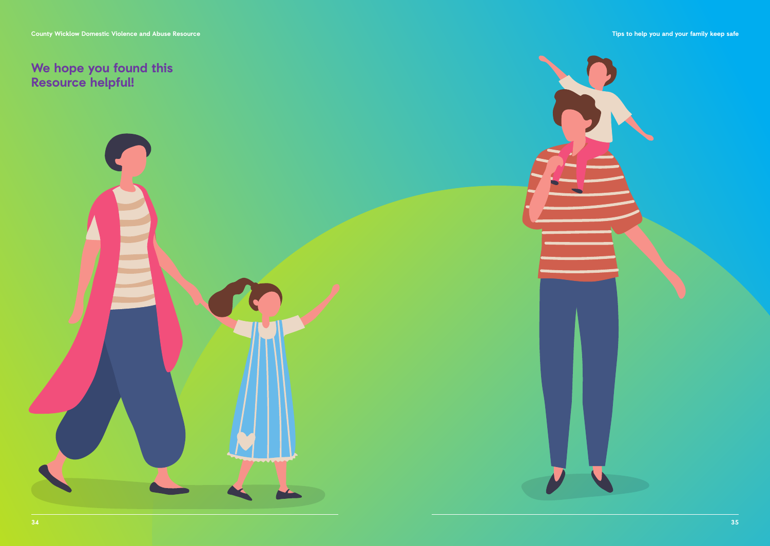## We hope you found this Resource helpful!